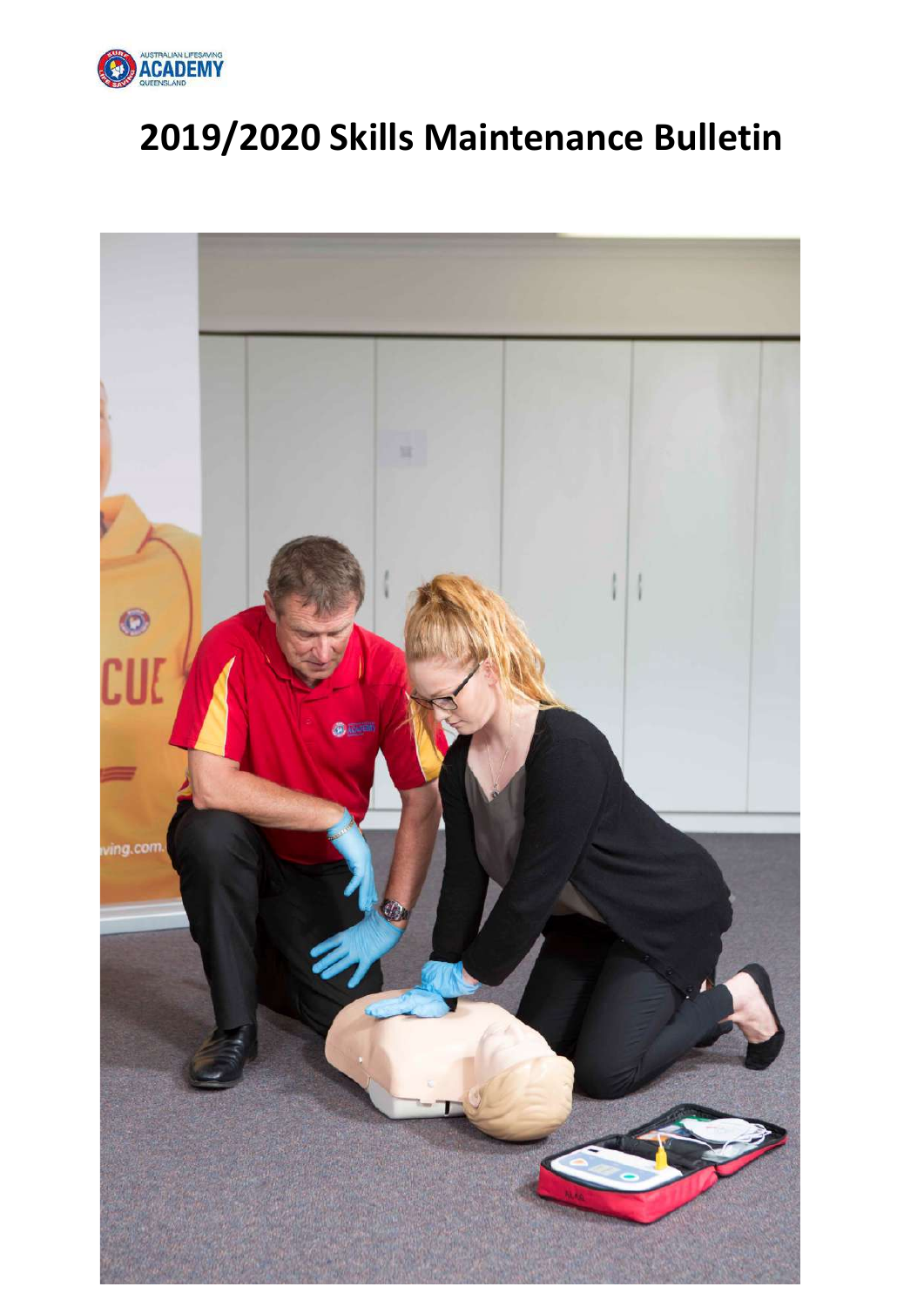# 2019/2020 Skills Maintenance Bulletin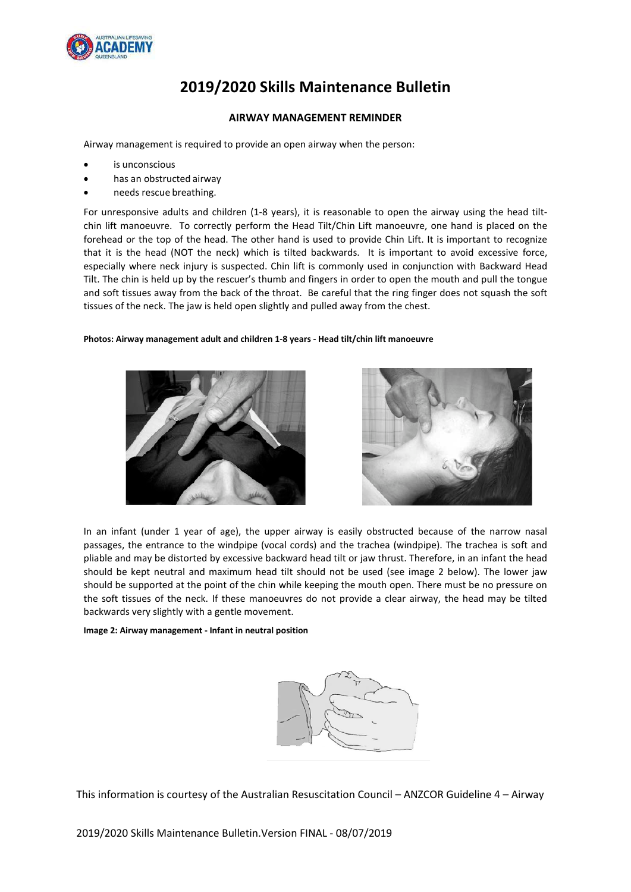# 2019/2020 Skills Maintenance Bulletin

## AIRWAY MANAGEMENT REMINDER

Airway management is required to provide an open airway when the person:

- is unconscious
- has an obstructed airway
- needs rescue breathing.

For unresponsive adults and children (1-8 years), it is reasonable to open the airway using the head tilt-chin lift manoeuvre. To correctly perform the Head Tilt/Chin Lift manoeuvre, one hand is placed on the forehead or the top of the head. The other hand is used to provide Chin Lift. It is important to recognize that it is the head (NOT the neck) which is tilted backwards. It is important to avoid excessive force, especially where neck injury is suspected. Chin lift is commonly used in conjunction with Backward Head Tilt. The chin is held up by the rescuer's thumb and fingers in order to open the mouth and pull the tongue and soft tissues away from the back of the throat. Be careful that the ring finger does not squash the soft tissues of the neck. The jaw is held open slightly and pulled away from the chest.

**Photos: Airway management adult and children 1-8 years - Head tilt/chin lift manoeuvre**

In an infant (under 1 year of age), the upper airway is easily obstructed because of the narrow nasal passages, the entrance to the windpipe (vocal cords) and the trachea (windpipe). The trachea is soft and pliable and may be distorted by excessive backward head tilt or jaw thrust. Therefore, in an infant the head should be kept neutral and maximum head tilt should not be used (see image 2 below). The lower jaw should be supported at the point of the chin while keeping the mouth open. There must be no pressure on the soft tissues of the neck. If these manoeuvres do not provide a clear airway, the head may be tilted backwards very slightly with a gentle movement.

**Image 2: Airway management - Infant in neutral position**

This information is courtesy of the Australian Resuscitation Council – ANZCOR Guideline 4 – Airway

2019/2020 Skills Maintenance Bulletin.Version FINAL - 08/07/2019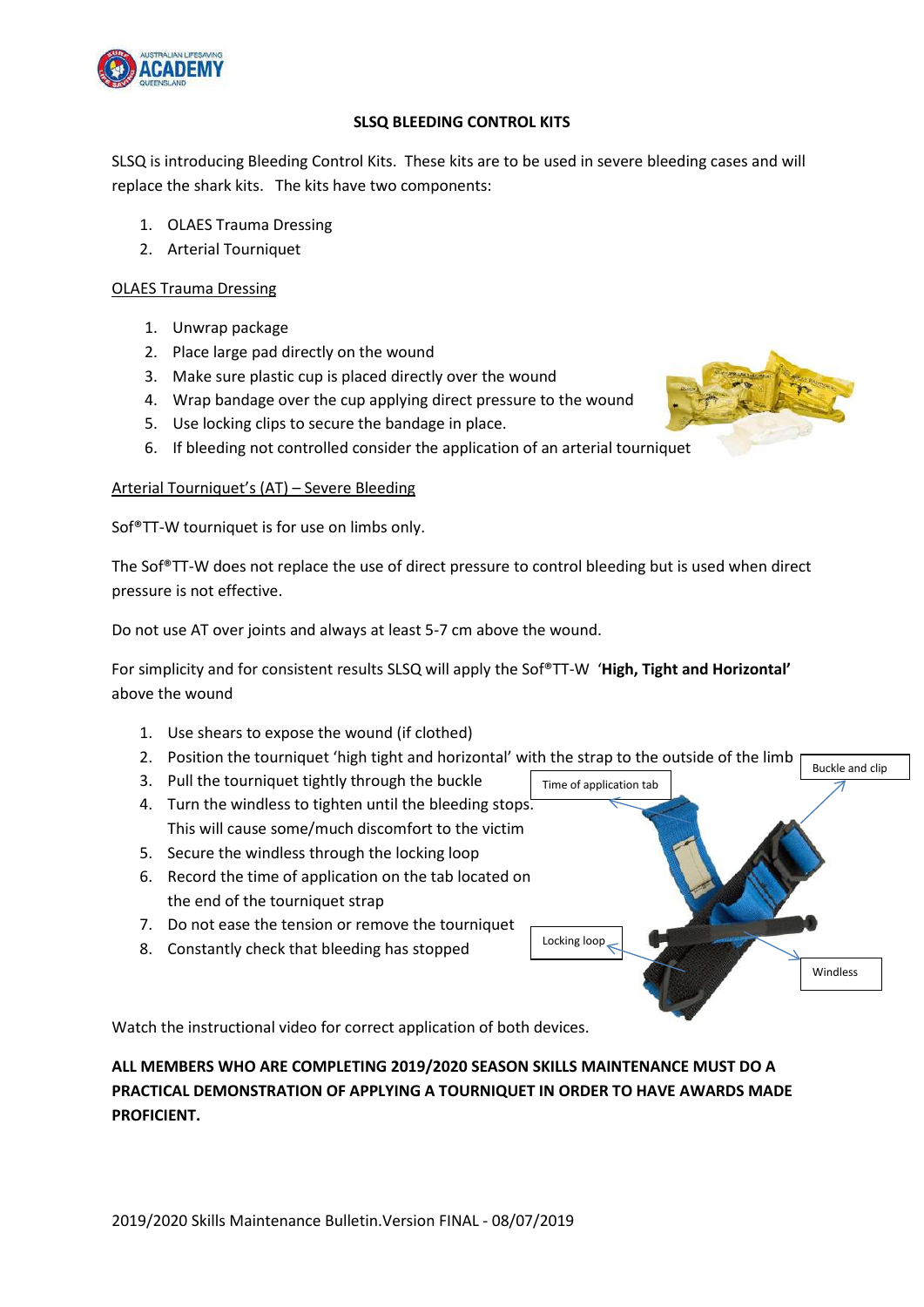## SLSQ BLEEDING CONTROL KITS

SLSQ is introducing Bleeding Control Kits. These kits are to be used in severe bleeding cases and will replace the shark kits. The kits have two components:

1. OLAES Trauma Dressing
2. Arterial Tourniquet

### OLAES Trauma Dressing

1. Unwrap package
2. Place large pad directly on the wound
3. Make sure plastic cup is placed directly over the wound
4. Wrap bandage over the cup applying direct pressure to the wound
5. Use locking clips to secure the bandage in place.
6. If bleeding not controlled consider the application of an arterial tourniquet

### Arterial Tourniquet's (AT) – Severe Bleeding

Sof®TT-W tourniquet is for use on limbs only.

The Sof®TT-W does not replace the use of direct pressure to control bleeding but is used when direct pressure is not effective.

Do not use AT over joints and always at least 5-7 cm above the wound.

For simplicity and for consistent results SLSQ will apply the Sof®TT-W '**High, Tight and Horizontal'** above the wound

1. Use shears to expose the wound (if clothed)
2. Position the tourniquet 'high tight and horizontal' with the strap to the outside of the limb
3. Pull the tourniquet tightly through the buckle
4. Turn the windless to tighten until the bleeding stops. This will cause some/much discomfort to the victim
5. Secure the windless through the locking loop
6. Record the time of application on the tab located on the end of the tourniquet strap
7. Do not ease the tension or remove the tourniquet
8. Constantly check that bleeding has stopped

Time of application tab

Buckle and clip

Locking loop

Windless

Watch the instructional video for correct application of both devices.

**ALL MEMBERS WHO ARE COMPLETING 2019/2020 SEASON SKILLS MAINTENANCE MUST DO A PRACTICAL DEMONSTRATION OF APPLYING A TOURNIQUET IN ORDER TO HAVE AWARDS MADE PROFICIENT.**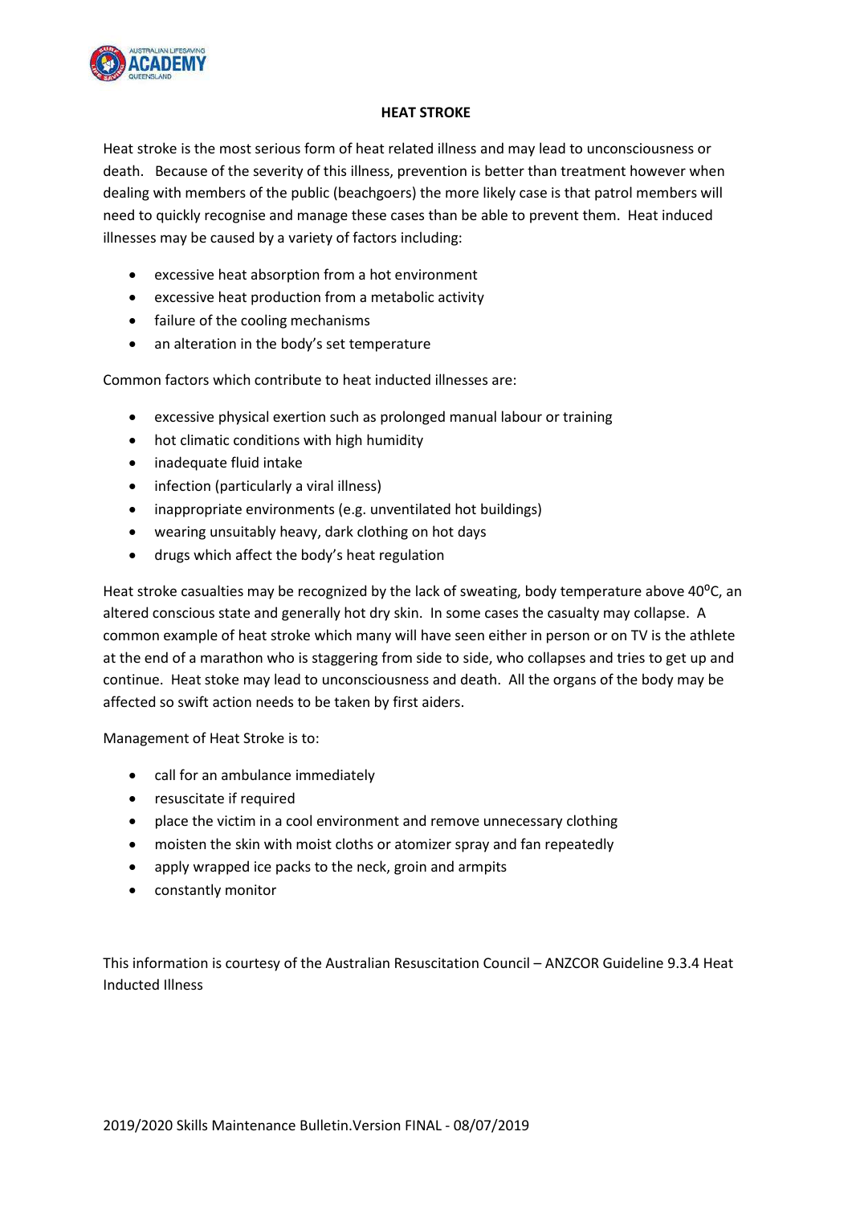# HEAT STROKE

Heat stroke is the most serious form of heat related illness and may lead to unconsciousness or death. Because of the severity of this illness, prevention is better than treatment however when dealing with members of the public (beachgoers) the more likely case is that patrol members will need to quickly recognise and manage these cases than be able to prevent them. Heat induced illnesses may be caused by a variety of factors including:

- excessive heat absorption from a hot environment
- excessive heat production from a metabolic activity
- failure of the cooling mechanisms
- an alteration in the body's set temperature

Common factors which contribute to heat inducted illnesses are:

- excessive physical exertion such as prolonged manual labour or training
- hot climatic conditions with high humidity
- inadequate fluid intake
- infection (particularly a viral illness)
- inappropriate environments (e.g. unventilated hot buildings)
- wearing unsuitably heavy, dark clothing on hot days
- drugs which affect the body's heat regulation

Heat stroke casualties may be recognized by the lack of sweating, body temperature above 40$^{o}$C, an altered conscious state and generally hot dry skin. In some cases the casualty may collapse. A common example of heat stroke which many will have seen either in person or on TV is the athlete at the end of a marathon who is staggering from side to side, who collapses and tries to get up and continue. Heat stoke may lead to unconsciousness and death. All the organs of the body may be affected so swift action needs to be taken by first aiders.

Management of Heat Stroke is to:

- call for an ambulance immediately
- resuscitate if required
- place the victim in a cool environment and remove unnecessary clothing
- moisten the skin with moist cloths or atomizer spray and fan repeatedly
- apply wrapped ice packs to the neck, groin and armpits
- constantly monitor

This information is courtesy of the Australian Resuscitation Council – ANZCOR Guideline 9.3.4 Heat Inducted Illness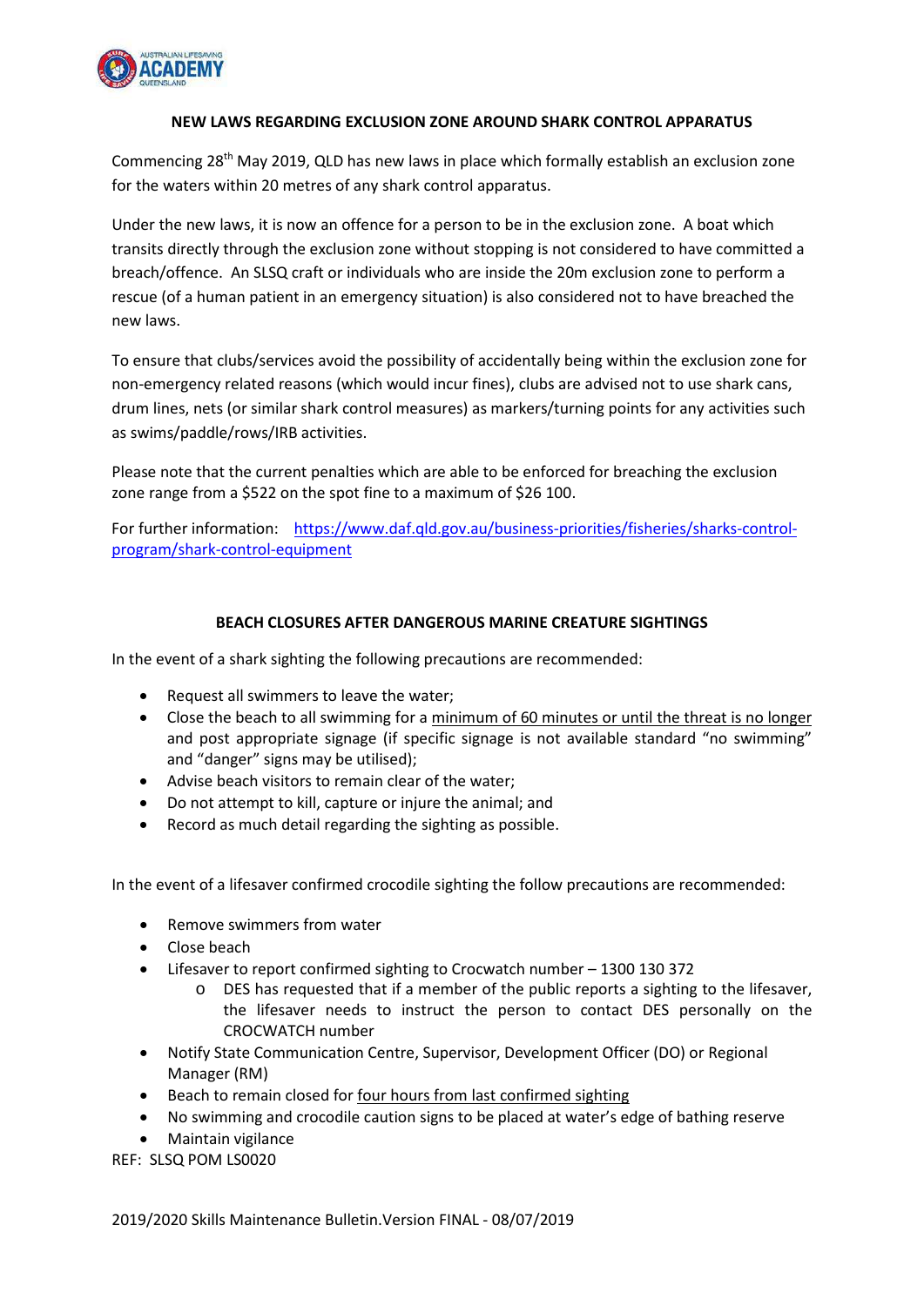## NEW LAWS REGARDING EXCLUSION ZONE AROUND SHARK CONTROL APPARATUS

Commencing 28th May 2019, QLD has new laws in place which formally establish an exclusion zone for the waters within 20 metres of any shark control apparatus.

Under the new laws, it is now an offence for a person to be in the exclusion zone. A boat which transits directly through the exclusion zone without stopping is not considered to have committed a breach/offence. An SLSQ craft or individuals who are inside the 20m exclusion zone to perform a rescue (of a human patient in an emergency situation) is also considered not to have breached the new laws.

To ensure that clubs/services avoid the possibility of accidentally being within the exclusion zone for non-emergency related reasons (which would incur fines), clubs are advised not to use shark cans, drum lines, nets (or similar shark control measures) as markers/turning points for any activities such as swims/paddle/rows/IRB activities.

Please note that the current penalties which are able to be enforced for breaching the exclusion zone range from a $522 on the spot fine to a maximum of $26 100.

For further information: [https://www.daf.qld.gov.au/business-priorities/fisheries/sharks-control-program/shark-control-equipment](https://www.daf.qld.gov.au/business-priorities/fisheries/sharks-control-program/shark-control-equipment)

## BEACH CLOSURES AFTER DANGEROUS MARINE CREATURE SIGHTINGS

In the event of a shark sighting the following precautions are recommended:

- Request all swimmers to leave the water;
- Close the beach to all swimming for a <u>minimum of 60 minutes or until the threat is no longer</u> and post appropriate signage (if specific signage is not available standard "no swimming" and "danger" signs may be utilised);
- Advise beach visitors to remain clear of the water;
- Do not attempt to kill, capture or injure the animal; and
- Record as much detail regarding the sighting as possible.

In the event of a lifesaver confirmed crocodile sighting the follow precautions are recommended:

- Remove swimmers from water
- Close beach
- Lifesaver to report confirmed sighting to Crocwatch number – 1300 130 372
  - DES has requested that if a member of the public reports a sighting to the lifesaver, the lifesaver needs to instruct the person to contact DES personally on the CROCWATCH number
- Notify State Communication Centre, Supervisor, Development Officer (DO) or Regional Manager (RM)
- Beach to remain closed for <u>four hours from last confirmed sighting</u>
- No swimming and crocodile caution signs to be placed at water's edge of bathing reserve
- Maintain vigilance

REF: SLSQ POM LS0020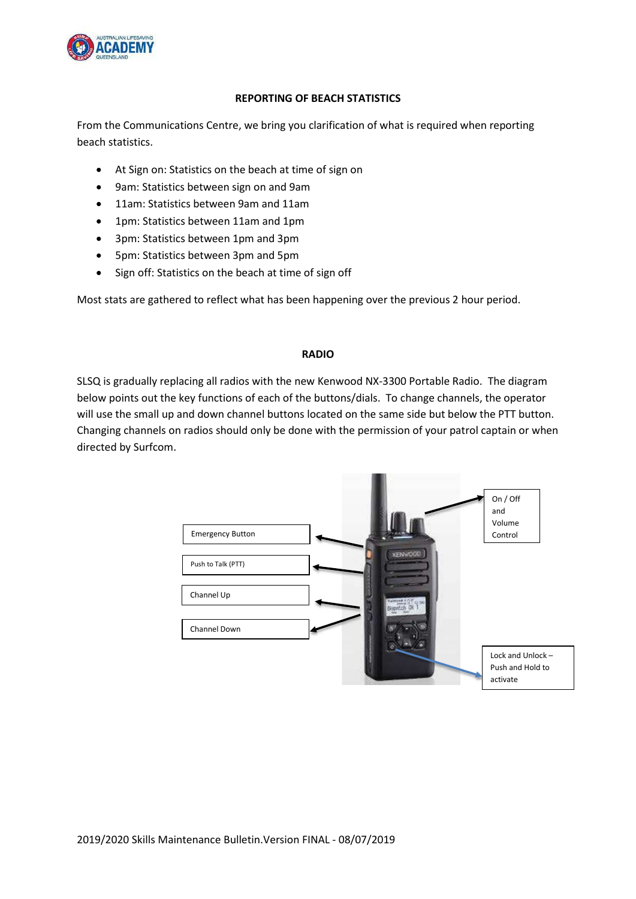## REPORTING OF BEACH STATISTICS

From the Communications Centre, we bring you clarification of what is required when reporting beach statistics.

- At Sign on: Statistics on the beach at time of sign on
- 9am: Statistics between sign on and 9am
- 11am: Statistics between 9am and 11am
- 1pm: Statistics between 11am and 1pm
- 3pm: Statistics between 1pm and 3pm
- 5pm: Statistics between 3pm and 5pm
- Sign off: Statistics on the beach at time of sign off

Most stats are gathered to reflect what has been happening over the previous 2 hour period.

## RADIO

SLSQ is gradually replacing all radios with the new Kenwood NX-3300 Portable Radio. The diagram below points out the key functions of each of the buttons/dials. To change channels, the operator will use the small up and down channel buttons located on the same side but below the PTT button. Changing channels on radios should only be done with the permission of your patrol captain or when directed by Surfcom.

Emergency Button

Push to Talk (PTT)

Channel Up

Channel Down

On / Off and Volume Control

Lock and Unlock – Push and Hold to activate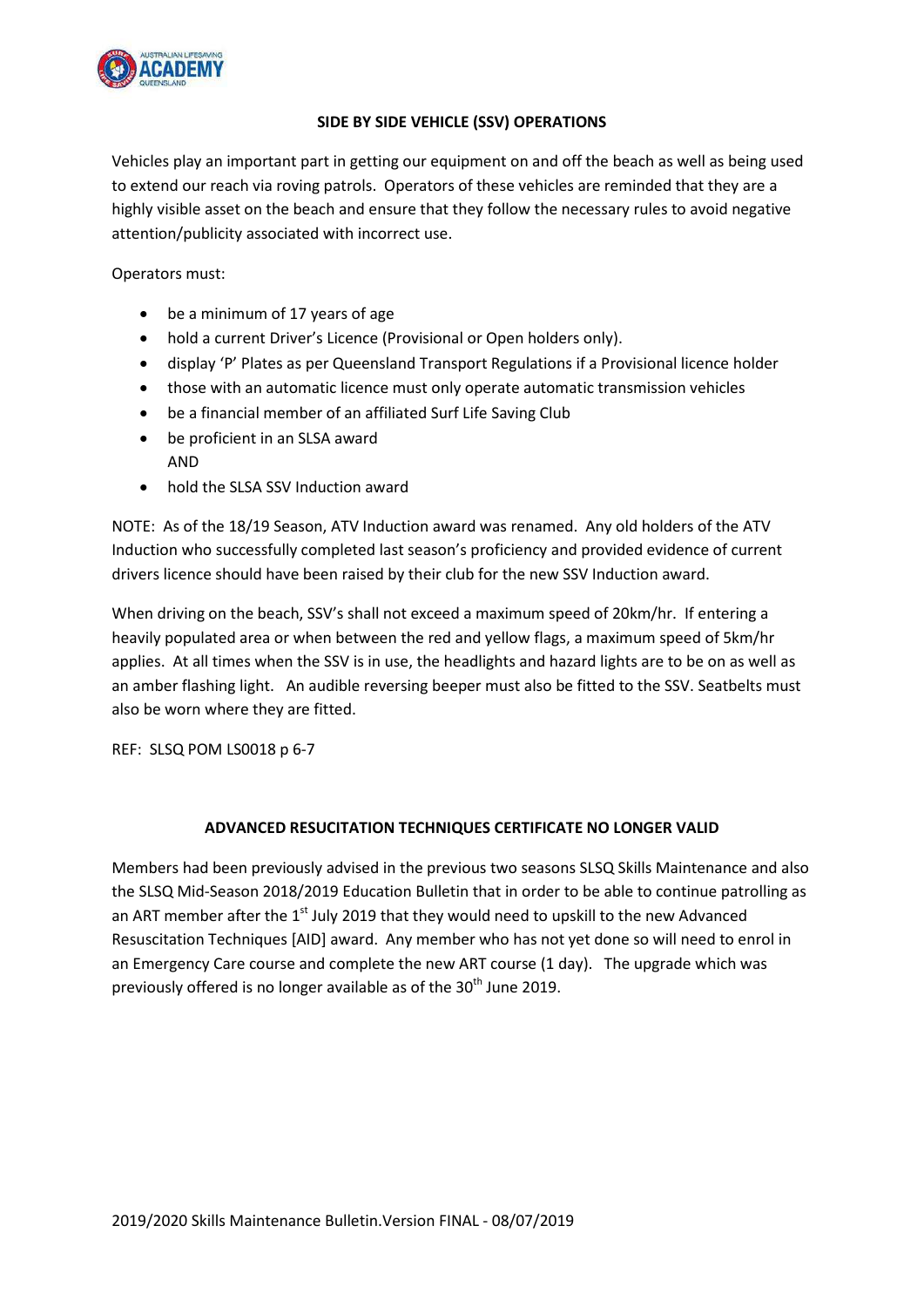## SIDE BY SIDE VEHICLE (SSV) OPERATIONS

Vehicles play an important part in getting our equipment on and off the beach as well as being used to extend our reach via roving patrols. Operators of these vehicles are reminded that they are a highly visible asset on the beach and ensure that they follow the necessary rules to avoid negative attention/publicity associated with incorrect use.

Operators must:

- be a minimum of 17 years of age
- hold a current Driver's Licence (Provisional or Open holders only).
- display 'P' Plates as per Queensland Transport Regulations if a Provisional licence holder
- those with an automatic licence must only operate automatic transmission vehicles
- be a financial member of an affiliated Surf Life Saving Club
- be proficient in an SLSA award
  AND
- hold the SLSA SSV Induction award

NOTE: As of the 18/19 Season, ATV Induction award was renamed. Any old holders of the ATV Induction who successfully completed last season's proficiency and provided evidence of current drivers licence should have been raised by their club for the new SSV Induction award.

When driving on the beach, SSV's shall not exceed a maximum speed of 20km/hr. If entering a heavily populated area or when between the red and yellow flags, a maximum speed of 5km/hr applies. At all times when the SSV is in use, the headlights and hazard lights are to be on as well as an amber flashing light. An audible reversing beeper must also be fitted to the SSV. Seatbelts must also be worn where they are fitted.

REF: SLSQ POM LS0018 p 6-7

## ADVANCED RESUCITATION TECHNIQUES CERTIFICATE NO LONGER VALID

Members had been previously advised in the previous two seasons SLSQ Skills Maintenance and also the SLSQ Mid-Season 2018/2019 Education Bulletin that in order to be able to continue patrolling as an ART member after the 1st July 2019 that they would need to upskill to the new Advanced Resuscitation Techniques [AID] award. Any member who has not yet done so will need to enrol in an Emergency Care course and complete the new ART course (1 day). The upgrade which was previously offered is no longer available as of the 30th June 2019.